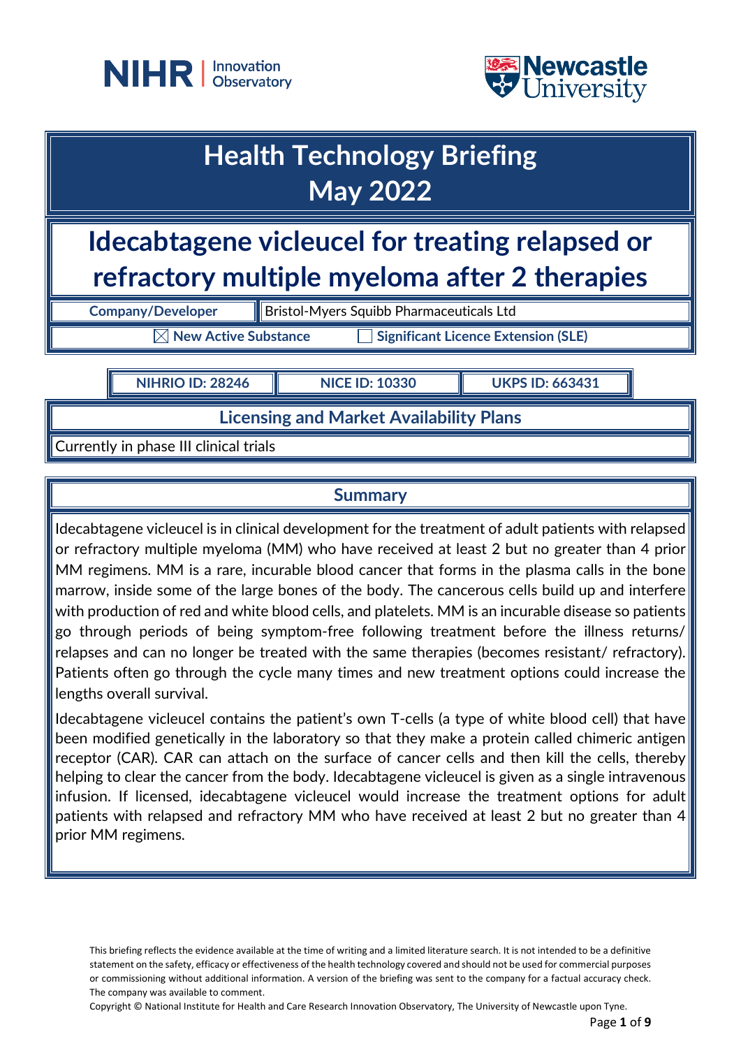# Health Technology Briefing
# May 2022

# Idecabtagene vicleucel for treating relapsed or refractory multiple myeloma after 2 therapies

| Company/Developer | Bristol-Myers Squibb Pharmaceuticals Ltd |
|---|---|

☒ New Active Substance ☐ Significant Licence Extension (SLE)

| NIHRIO ID: 28246 | NICE ID: 10330 | UKPS ID: 663431 |
|---|---|---|

## Licensing and Market Availability Plans

Currently in phase III clinical trials

## Summary

Idecabtagene vicleucel is in clinical development for the treatment of adult patients with relapsed or refractory multiple myeloma (MM) who have received at least 2 but no greater than 4 prior MM regimens. MM is a rare, incurable blood cancer that forms in the plasma calls in the bone marrow, inside some of the large bones of the body. The cancerous cells build up and interfere with production of red and white blood cells, and platelets. MM is an incurable disease so patients go through periods of being symptom-free following treatment before the illness returns/ relapses and can no longer be treated with the same therapies (becomes resistant/ refractory). Patients often go through the cycle many times and new treatment options could increase the lengths overall survival.

Idecabtagene vicleucel contains the patient's own T-cells (a type of white blood cell) that have been modified genetically in the laboratory so that they make a protein called chimeric antigen receptor (CAR). CAR can attach on the surface of cancer cells and then kill the cells, thereby helping to clear the cancer from the body. Idecabtagene vicleucel is given as a single intravenous infusion. If licensed, idecabtagene vicleucel would increase the treatment options for adult patients with relapsed and refractory MM who have received at least 2 but no greater than 4 prior MM regimens.

This briefing reflects the evidence available at the time of writing and a limited literature search. It is not intended to be a definitive statement on the safety, efficacy or effectiveness of the health technology covered and should not be used for commercial purposes or commissioning without additional information. A version of the briefing was sent to the company for a factual accuracy check. The company was available to comment.

Copyright © National Institute for Health and Care Research Innovation Observatory, The University of Newcastle upon Tyne.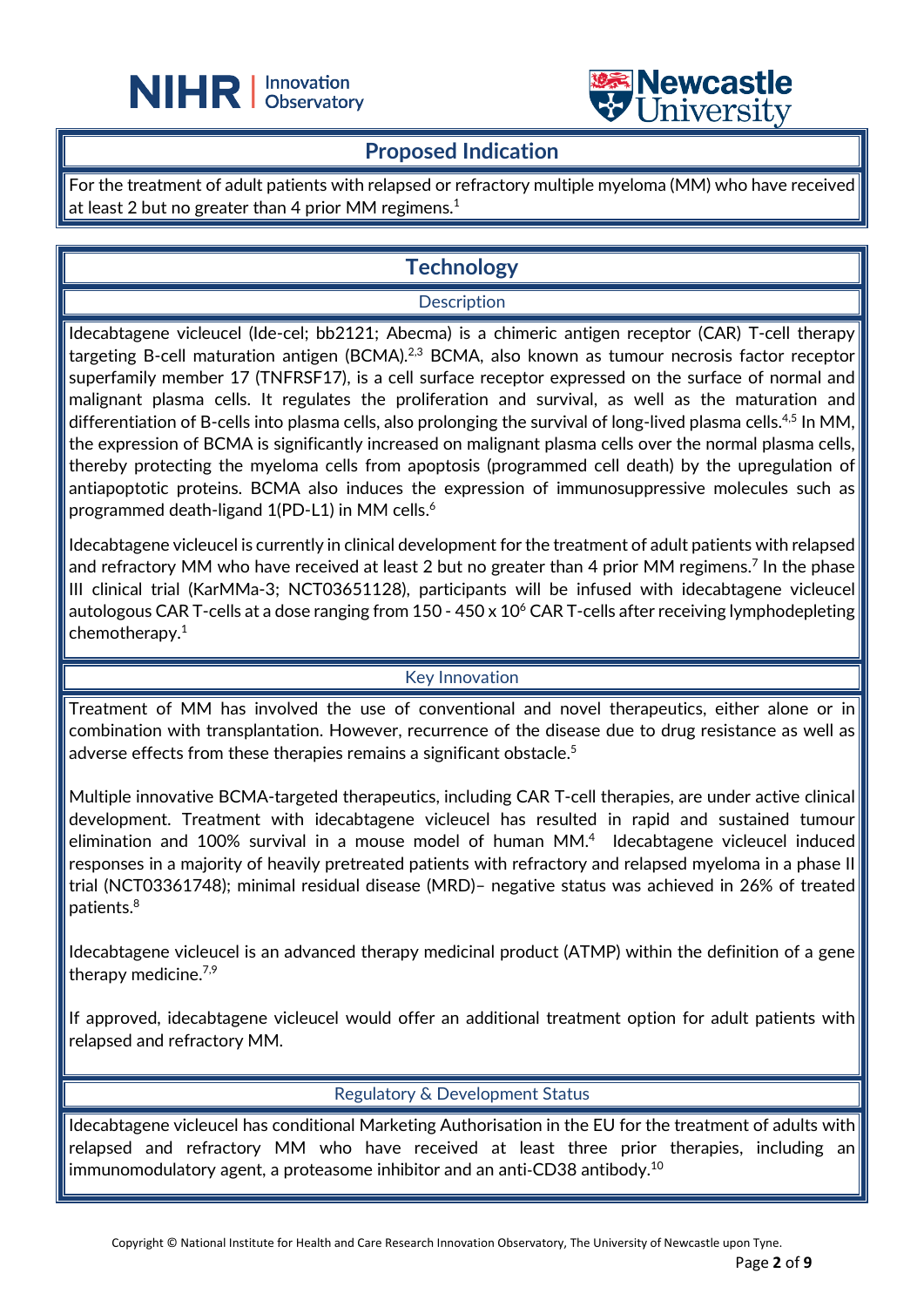## Proposed Indication

For the treatment of adult patients with relapsed or refractory multiple myeloma (MM) who have received at least 2 but no greater than 4 prior MM regimens.[1]

## Technology

### Description

Idecabtagene vicleucel (Ide-cel; bb2121; Abecma) is a chimeric antigen receptor (CAR) T-cell therapy targeting B-cell maturation antigen (BCMA).[2,3] BCMA, also known as tumour necrosis factor receptor superfamily member 17 (TNFRSF17), is a cell surface receptor expressed on the surface of normal and malignant plasma cells. It regulates the proliferation and survival, as well as the maturation and differentiation of B-cells into plasma cells, also prolonging the survival of long-lived plasma cells.[4,5] In MM, the expression of BCMA is significantly increased on malignant plasma cells over the normal plasma cells, thereby protecting the myeloma cells from apoptosis (programmed cell death) by the upregulation of antiapoptotic proteins. BCMA also induces the expression of immunosuppressive molecules such as programmed death-ligand 1(PD-L1) in MM cells.[6]

Idecabtagene vicleucel is currently in clinical development for the treatment of adult patients with relapsed and refractory MM who have received at least 2 but no greater than 4 prior MM regimens.[7] In the phase III clinical trial (KarMMa-3; NCT03651128), participants will be infused with idecabtagene vicleucel autologous CAR T-cells at a dose ranging from 150 - 450 x $10^6$ CAR T-cells after receiving lymphodepleting chemotherapy.[1]

### Key Innovation

Treatment of MM has involved the use of conventional and novel therapeutics, either alone or in combination with transplantation. However, recurrence of the disease due to drug resistance as well as adverse effects from these therapies remains a significant obstacle.[5]

Multiple innovative BCMA-targeted therapeutics, including CAR T-cell therapies, are under active clinical development. Treatment with idecabtagene vicleucel has resulted in rapid and sustained tumour elimination and 100% survival in a mouse model of human MM.[4] Idecabtagene vicleucel induced responses in a majority of heavily pretreated patients with refractory and relapsed myeloma in a phase II trial (NCT03361748); minimal residual disease (MRD)– negative status was achieved in 26% of treated patients.[8]

Idecabtagene vicleucel is an advanced therapy medicinal product (ATMP) within the definition of a gene therapy medicine.[7,9]

If approved, idecabtagene vicleucel would offer an additional treatment option for adult patients with relapsed and refractory MM.

### Regulatory & Development Status

Idecabtagene vicleucel has conditional Marketing Authorisation in the EU for the treatment of adults with relapsed and refractory MM who have received at least three prior therapies, including an immunomodulatory agent, a proteasome inhibitor and an anti-CD38 antibody.[10]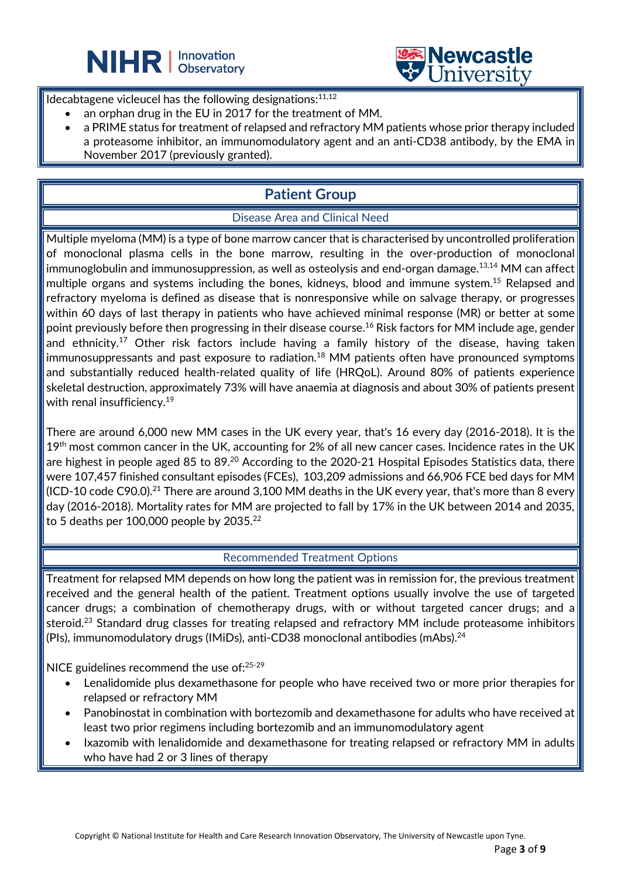Idecabtagene vicleucel has the following designations:[11,12]

- an orphan drug in the EU in 2017 for the treatment of MM.
- a PRIME status for treatment of relapsed and refractory MM patients whose prior therapy included a proteasome inhibitor, an immunomodulatory agent and an anti-CD38 antibody, by the EMA in November 2017 (previously granted).

## Patient Group

### Disease Area and Clinical Need

Multiple myeloma (MM) is a type of bone marrow cancer that is characterised by uncontrolled proliferation of monoclonal plasma cells in the bone marrow, resulting in the over-production of monoclonal immunoglobulin and immunosuppression, as well as osteolysis and end-organ damage.[13,14] MM can affect multiple organs and systems including the bones, kidneys, blood and immune system.[15] Relapsed and refractory myeloma is defined as disease that is nonresponsive while on salvage therapy, or progresses within 60 days of last therapy in patients who have achieved minimal response (MR) or better at some point previously before then progressing in their disease course.[16] Risk factors for MM include age, gender and ethnicity.[17] Other risk factors include having a family history of the disease, having taken immunosuppressants and past exposure to radiation.[18] MM patients often have pronounced symptoms and substantially reduced health-related quality of life (HRQoL). Around 80% of patients experience skeletal destruction, approximately 73% will have anaemia at diagnosis and about 30% of patients present with renal insufficiency.[19]

There are around 6,000 new MM cases in the UK every year, that's 16 every day (2016-2018). It is the 19th most common cancer in the UK, accounting for 2% of all new cancer cases. Incidence rates in the UK are highest in people aged 85 to 89.[20] According to the 2020-21 Hospital Episodes Statistics data, there were 107,457 finished consultant episodes (FCEs), 103,209 admissions and 66,906 FCE bed days for MM (ICD-10 code C90.0).[21] There are around 3,100 MM deaths in the UK every year, that's more than 8 every day (2016-2018). Mortality rates for MM are projected to fall by 17% in the UK between 2014 and 2035, to 5 deaths per 100,000 people by 2035.[22]

### Recommended Treatment Options

Treatment for relapsed MM depends on how long the patient was in remission for, the previous treatment received and the general health of the patient. Treatment options usually involve the use of targeted cancer drugs; a combination of chemotherapy drugs, with or without targeted cancer drugs; and a steroid.[23] Standard drug classes for treating relapsed and refractory MM include proteasome inhibitors (PIs), immunomodulatory drugs (IMiDs), anti-CD38 monoclonal antibodies (mAbs).[24]

NICE guidelines recommend the use of:[25-29]

- Lenalidomide plus dexamethasone for people who have received two or more prior therapies for relapsed or refractory MM
- Panobinostat in combination with bortezomib and dexamethasone for adults who have received at least two prior regimens including bortezomib and an immunomodulatory agent
- Ixazomib with lenalidomide and dexamethasone for treating relapsed or refractory MM in adults who have had 2 or 3 lines of therapy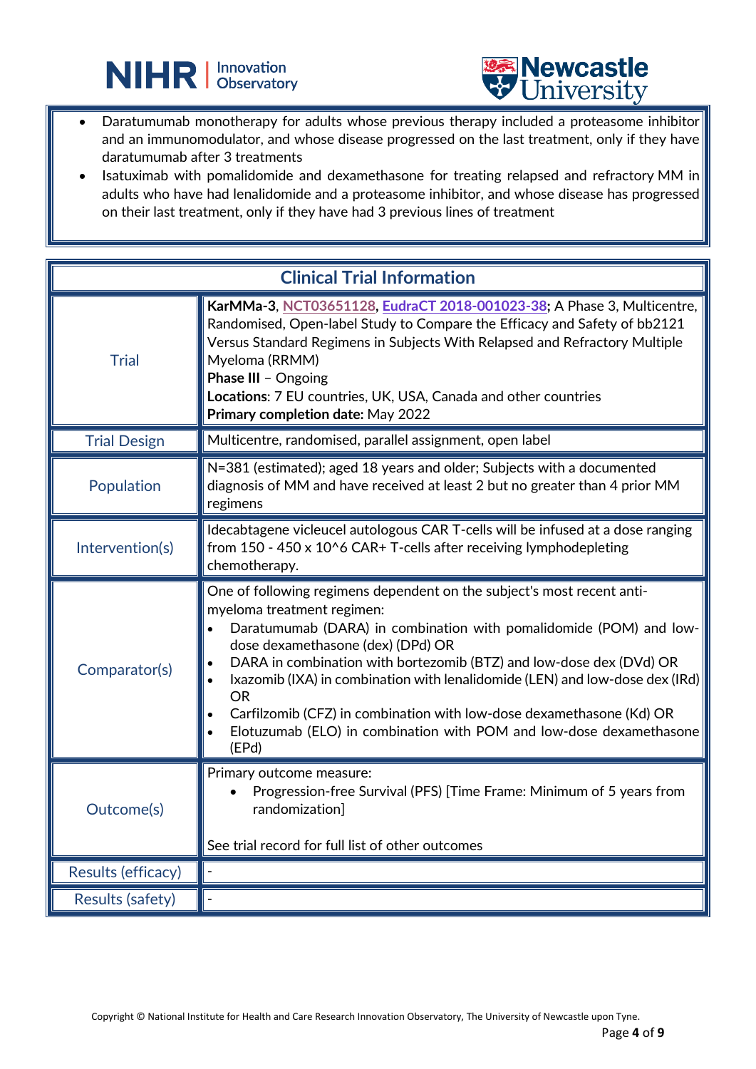- Daratumumab monotherapy for adults whose previous therapy included a proteasome inhibitor and an immunomodulator, and whose disease progressed on the last treatment, only if they have daratumumab after 3 treatments
- Isatuximab with pomalidomide and dexamethasone for treating relapsed and refractory MM in adults who have had lenalidomide and a proteasome inhibitor, and whose disease has progressed on their last treatment, only if they have had 3 previous lines of treatment

| Clinical Trial Information | |
|---|---|
| Trial | **KarMMa-3**, NCT03651128, EudraCT 2018-001023-38**;** A Phase 3, Multicentre, Randomised, Open-label Study to Compare the Efficacy and Safety of bb2121 Versus Standard Regimens in Subjects With Relapsed and Refractory Multiple Myeloma (RRMM)<br>**Phase III** – Ongoing<br>**Locations**: 7 EU countries, UK, USA, Canada and other countries<br>**Primary completion date:** May 2022 |
| Trial Design | Multicentre, randomised, parallel assignment, open label |
| Population | N=381 (estimated); aged 18 years and older; Subjects with a documented diagnosis of MM and have received at least 2 but no greater than 4 prior MM regimens |
| Intervention(s) | Idecabtagene vicleucel autologous CAR T-cells will be infused at a dose ranging from 150 - 450 x 10^6 CAR+ T-cells after receiving lymphodepleting chemotherapy. |
| Comparator(s) | One of following regimens dependent on the subject's most recent anti-myeloma treatment regimen:<br>• Daratumumab (DARA) in combination with pomalidomide (POM) and low-dose dexamethasone (dex) (DPd) OR<br>• DARA in combination with bortezomib (BTZ) and low-dose dex (DVd) OR<br>• Ixazomib (IXA) in combination with lenalidomide (LEN) and low-dose dex (IRd) OR<br>• Carfilzomib (CFZ) in combination with low-dose dexamethasone (Kd) OR<br>• Elotuzumab (ELO) in combination with POM and low-dose dexamethasone (EPd) |
| Outcome(s) | Primary outcome measure:<br>• Progression-free Survival (PFS) [Time Frame: Minimum of 5 years from randomization]<br><br>See trial record for full list of other outcomes |
| Results (efficacy) | - |
| Results (safety) | - |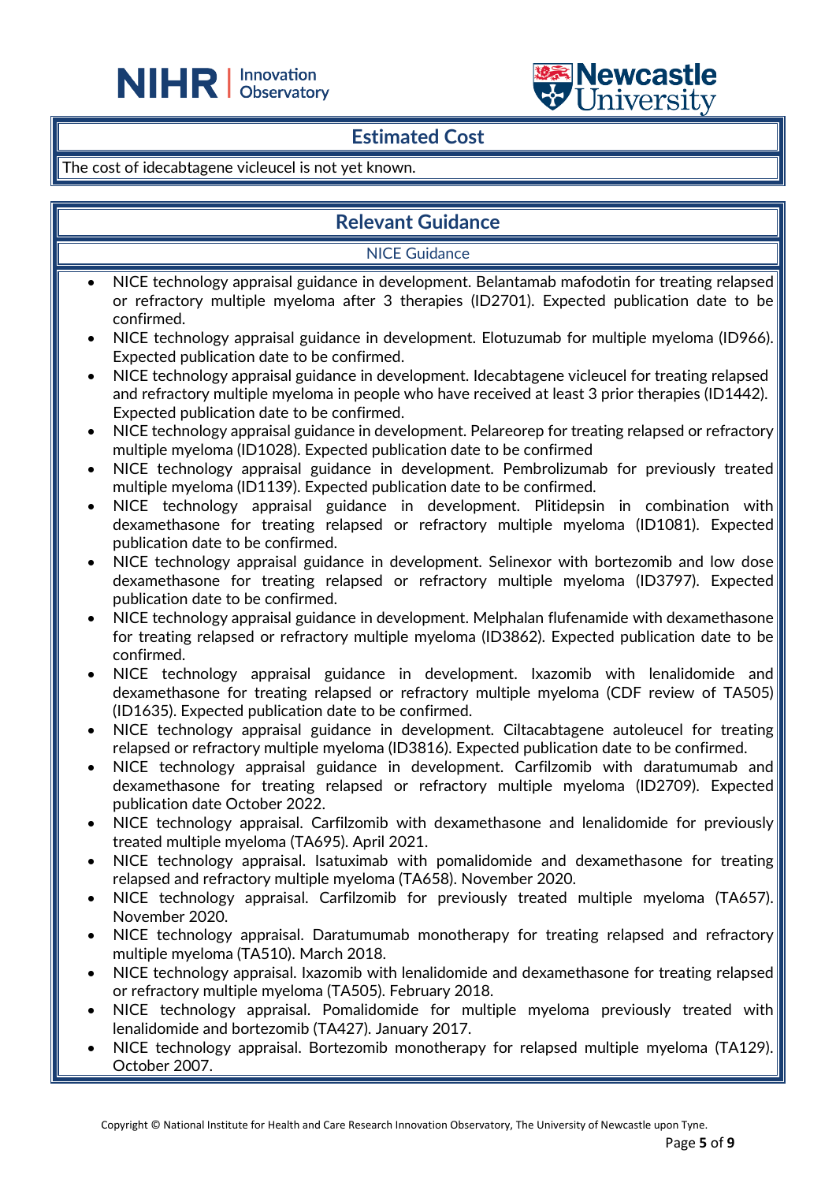## Estimated Cost

The cost of idecabtagene vicleucel is not yet known.

## Relevant Guidance

### NICE Guidance

- NICE technology appraisal guidance in development. Belantamab mafodotin for treating relapsed or refractory multiple myeloma after 3 therapies (ID2701). Expected publication date to be confirmed.
- NICE technology appraisal guidance in development. Elotuzumab for multiple myeloma (ID966). Expected publication date to be confirmed.
- NICE technology appraisal guidance in development. Idecabtagene vicleucel for treating relapsed and refractory multiple myeloma in people who have received at least 3 prior therapies (ID1442). Expected publication date to be confirmed.
- NICE technology appraisal guidance in development. Pelareorep for treating relapsed or refractory multiple myeloma (ID1028). Expected publication date to be confirmed
- NICE technology appraisal guidance in development. Pembrolizumab for previously treated multiple myeloma (ID1139). Expected publication date to be confirmed.
- NICE technology appraisal guidance in development. Plitidepsin in combination with dexamethasone for treating relapsed or refractory multiple myeloma (ID1081). Expected publication date to be confirmed.
- NICE technology appraisal guidance in development. Selinexor with bortezomib and low dose dexamethasone for treating relapsed or refractory multiple myeloma (ID3797). Expected publication date to be confirmed.
- NICE technology appraisal guidance in development. Melphalan flufenamide with dexamethasone for treating relapsed or refractory multiple myeloma (ID3862). Expected publication date to be confirmed.
- NICE technology appraisal guidance in development. Ixazomib with lenalidomide and dexamethasone for treating relapsed or refractory multiple myeloma (CDF review of TA505) (ID1635). Expected publication date to be confirmed.
- NICE technology appraisal guidance in development. Ciltacabtagene autoleucel for treating relapsed or refractory multiple myeloma (ID3816). Expected publication date to be confirmed.
- NICE technology appraisal guidance in development. Carfilzomib with daratumumab and dexamethasone for treating relapsed or refractory multiple myeloma (ID2709). Expected publication date October 2022.
- NICE technology appraisal. Carfilzomib with dexamethasone and lenalidomide for previously treated multiple myeloma (TA695). April 2021.
- NICE technology appraisal. Isatuximab with pomalidomide and dexamethasone for treating relapsed and refractory multiple myeloma (TA658). November 2020.
- NICE technology appraisal. Carfilzomib for previously treated multiple myeloma (TA657). November 2020.
- NICE technology appraisal. Daratumumab monotherapy for treating relapsed and refractory multiple myeloma (TA510). March 2018.
- NICE technology appraisal. Ixazomib with lenalidomide and dexamethasone for treating relapsed or refractory multiple myeloma (TA505). February 2018.
- NICE technology appraisal. Pomalidomide for multiple myeloma previously treated with lenalidomide and bortezomib (TA427). January 2017.
- NICE technology appraisal. Bortezomib monotherapy for relapsed multiple myeloma (TA129). October 2007.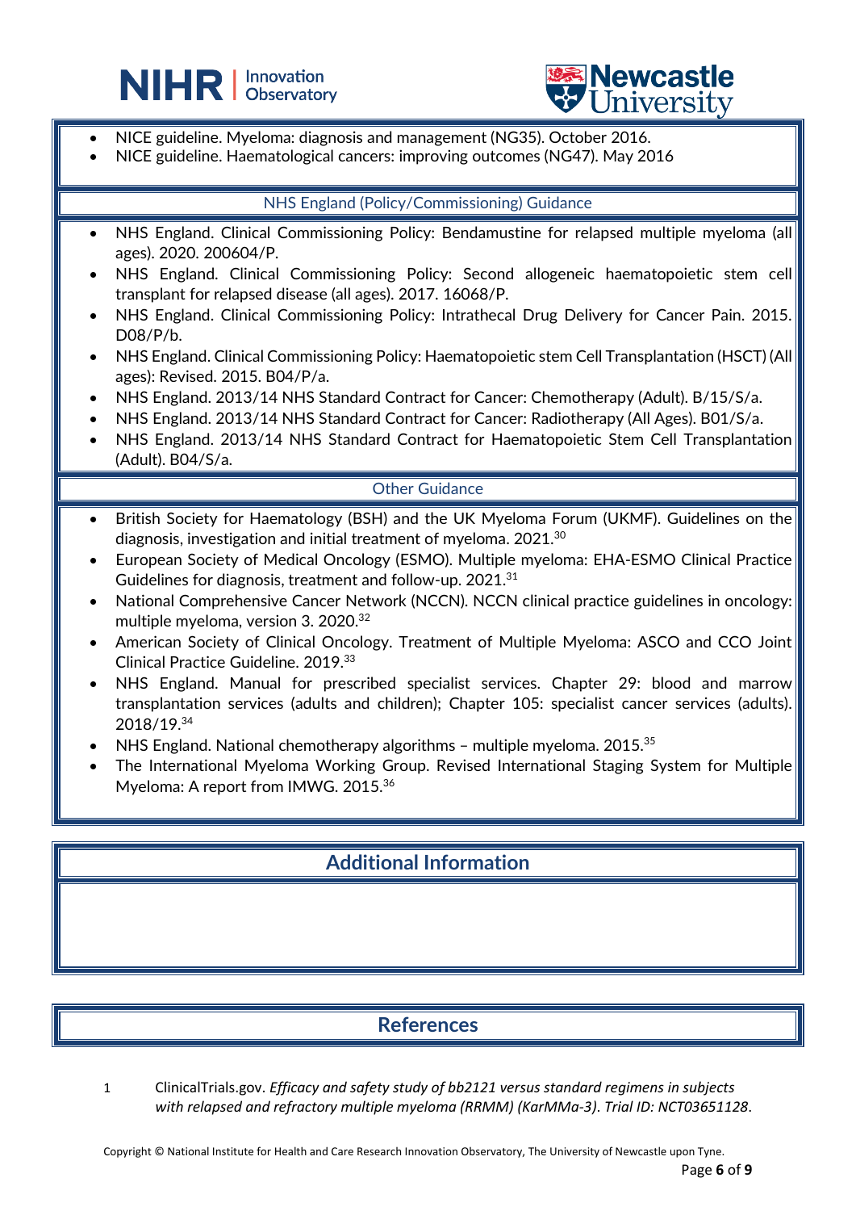- NICE guideline. Myeloma: diagnosis and management (NG35). October 2016.
- NICE guideline. Haematological cancers: improving outcomes (NG47). May 2016

### NHS England (Policy/Commissioning) Guidance

- NHS England. Clinical Commissioning Policy: Bendamustine for relapsed multiple myeloma (all ages). 2020. 200604/P.
- NHS England. Clinical Commissioning Policy: Second allogeneic haematopoietic stem cell transplant for relapsed disease (all ages). 2017. 16068/P.
- NHS England. Clinical Commissioning Policy: Intrathecal Drug Delivery for Cancer Pain. 2015. D08/P/b.
- NHS England. Clinical Commissioning Policy: Haematopoietic stem Cell Transplantation (HSCT) (All ages): Revised. 2015. B04/P/a.
- NHS England. 2013/14 NHS Standard Contract for Cancer: Chemotherapy (Adult). B/15/S/a.
- NHS England. 2013/14 NHS Standard Contract for Cancer: Radiotherapy (All Ages). B01/S/a.
- NHS England. 2013/14 NHS Standard Contract for Haematopoietic Stem Cell Transplantation (Adult). B04/S/a.

### Other Guidance

- British Society for Haematology (BSH) and the UK Myeloma Forum (UKMF). Guidelines on the diagnosis, investigation and initial treatment of myeloma. 2021.[30]
- European Society of Medical Oncology (ESMO). Multiple myeloma: EHA-ESMO Clinical Practice Guidelines for diagnosis, treatment and follow-up. 2021.[31]
- National Comprehensive Cancer Network (NCCN). NCCN clinical practice guidelines in oncology: multiple myeloma, version 3. 2020.[32]
- American Society of Clinical Oncology. Treatment of Multiple Myeloma: ASCO and CCO Joint Clinical Practice Guideline. 2019.[33]
- NHS England. Manual for prescribed specialist services. Chapter 29: blood and marrow transplantation services (adults and children); Chapter 105: specialist cancer services (adults). 2018/19.[34]
- NHS England. National chemotherapy algorithms – multiple myeloma. 2015.[35]
- The International Myeloma Working Group. Revised International Staging System for Multiple Myeloma: A report from IMWG. 2015.[36]

## Additional Information

## References

1. ClinicalTrials.gov. *Efficacy and safety study of bb2121 versus standard regimens in subjects with relapsed and refractory multiple myeloma (RRMM) (KarMMa-3). Trial ID: NCT03651128.*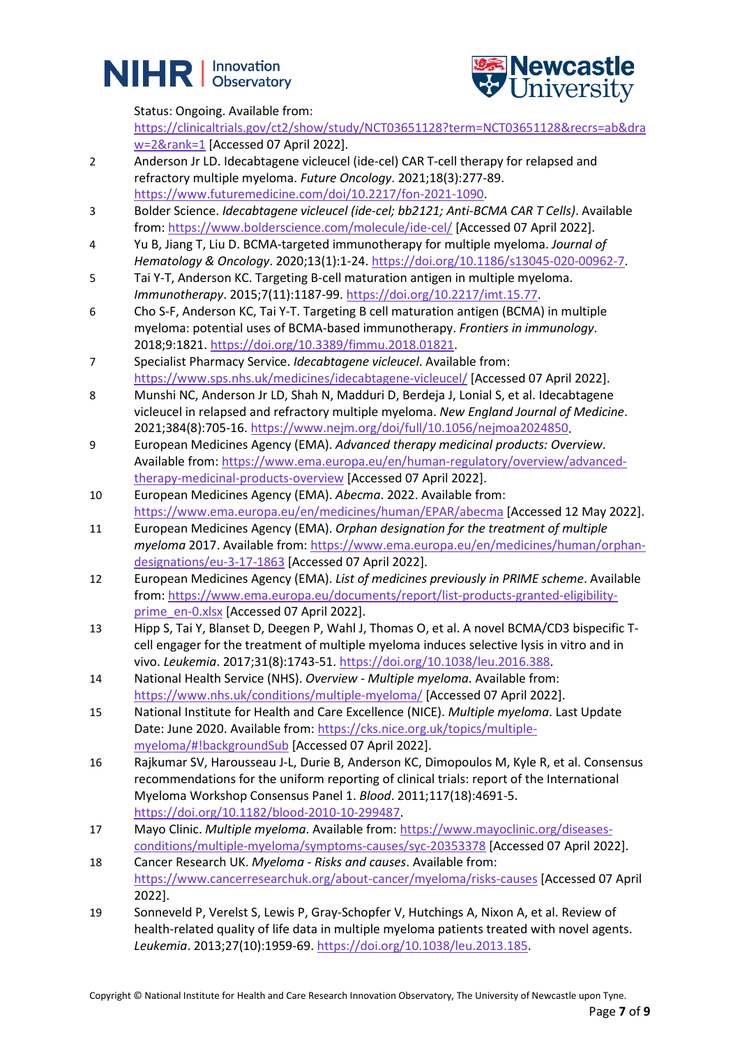Status: Ongoing. Available from: https://clinicaltrials.gov/ct2/show/study/NCT03651128?term=NCT03651128&recrs=ab&draw=2&rank=1 [Accessed 07 April 2022].

2. Anderson Jr LD. Idecabtagene vicleucel (ide-cel) CAR T-cell therapy for relapsed and refractory multiple myeloma. *Future Oncology*. 2021;18(3):277-89. https://www.futuremedicine.com/doi/10.2217/fon-2021-1090.
3. Bolder Science. *Idecabtagene vicleucel (ide-cel; bb2121; Anti-BCMA CAR T Cells)*. Available from: https://www.bolderscience.com/molecule/ide-cel/ [Accessed 07 April 2022].
4. Yu B, Jiang T, Liu D. BCMA-targeted immunotherapy for multiple myeloma. *Journal of Hematology & Oncology*. 2020;13(1):1-24. https://doi.org/10.1186/s13045-020-00962-7.
5. Tai Y-T, Anderson KC. Targeting B-cell maturation antigen in multiple myeloma. *Immunotherapy*. 2015;7(11):1187-99. https://doi.org/10.2217/imt.15.77.
6. Cho S-F, Anderson KC, Tai Y-T. Targeting B cell maturation antigen (BCMA) in multiple myeloma: potential uses of BCMA-based immunotherapy. *Frontiers in immunology*. 2018;9:1821. https://doi.org/10.3389/fimmu.2018.01821.
7. Specialist Pharmacy Service. *Idecabtagene vicleucel*. Available from: https://www.sps.nhs.uk/medicines/idecabtagene-vicleucel/ [Accessed 07 April 2022].
8. Munshi NC, Anderson Jr LD, Shah N, Madduri D, Berdeja J, Lonial S, et al. Idecabtagene vicleucel in relapsed and refractory multiple myeloma. *New England Journal of Medicine*. 2021;384(8):705-16. https://www.nejm.org/doi/full/10.1056/nejmoa2024850.
9. European Medicines Agency (EMA). *Advanced therapy medicinal products: Overview*. Available from: https://www.ema.europa.eu/en/human-regulatory/overview/advanced-therapy-medicinal-products-overview [Accessed 07 April 2022].
10. European Medicines Agency (EMA). *Abecma*. 2022. Available from: https://www.ema.europa.eu/en/medicines/human/EPAR/abecma [Accessed 12 May 2022].
11. European Medicines Agency (EMA). *Orphan designation for the treatment of multiple myeloma* 2017. Available from: https://www.ema.europa.eu/en/medicines/human/orphan-designations/eu-3-17-1863 [Accessed 07 April 2022].
12. European Medicines Agency (EMA). *List of medicines previously in PRIME scheme*. Available from: https://www.ema.europa.eu/documents/report/list-products-granted-eligibility-prime_en-0.xlsx [Accessed 07 April 2022].
13. Hipp S, Tai Y, Blanset D, Deegen P, Wahl J, Thomas O, et al. A novel BCMA/CD3 bispecific T-cell engager for the treatment of multiple myeloma induces selective lysis in vitro and in vivo. *Leukemia*. 2017;31(8):1743-51. https://doi.org/10.1038/leu.2016.388.
14. National Health Service (NHS). *Overview - Multiple myeloma*. Available from: https://www.nhs.uk/conditions/multiple-myeloma/ [Accessed 07 April 2022].
15. National Institute for Health and Care Excellence (NICE). *Multiple myeloma*. Last Update Date: June 2020. Available from: https://cks.nice.org.uk/topics/multiple-myeloma/#!backgroundSub [Accessed 07 April 2022].
16. Rajkumar SV, Harousseau J-L, Durie B, Anderson KC, Dimopoulos M, Kyle R, et al. Consensus recommendations for the uniform reporting of clinical trials: report of the International Myeloma Workshop Consensus Panel 1. *Blood*. 2011;117(18):4691-5. https://doi.org/10.1182/blood-2010-10-299487.
17. Mayo Clinic. *Multiple myeloma*. Available from: https://www.mayoclinic.org/diseases-conditions/multiple-myeloma/symptoms-causes/syc-20353378 [Accessed 07 April 2022].
18. Cancer Research UK. *Myeloma - Risks and causes*. Available from: https://www.cancerresearchuk.org/about-cancer/myeloma/risks-causes [Accessed 07 April 2022].
19. Sonneveld P, Verelst S, Lewis P, Gray-Schopfer V, Hutchings A, Nixon A, et al. Review of health-related quality of life data in multiple myeloma patients treated with novel agents. *Leukemia*. 2013;27(10):1959-69. https://doi.org/10.1038/leu.2013.185.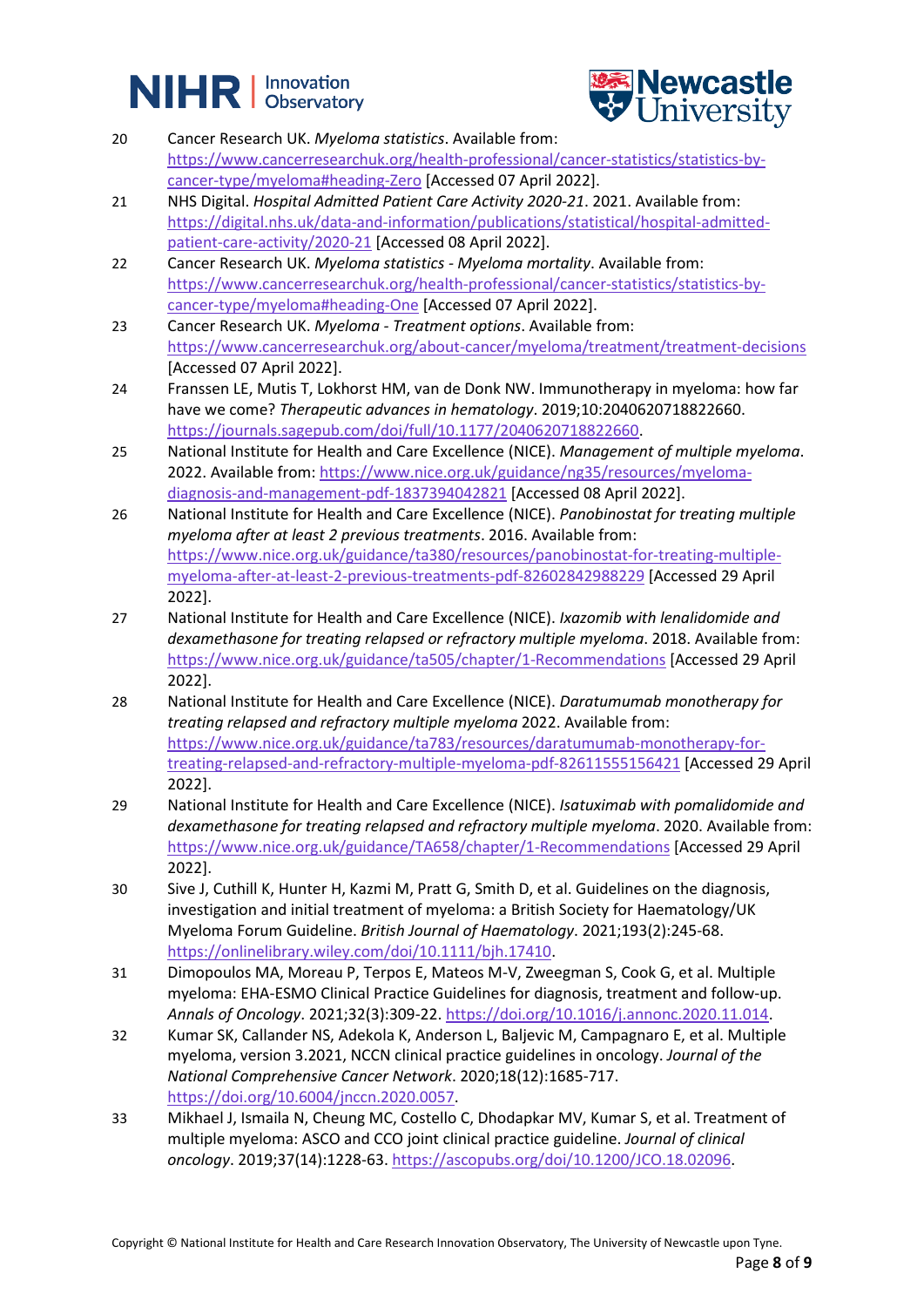20. Cancer Research UK. *Myeloma statistics*. Available from: https://www.cancerresearchuk.org/health-professional/cancer-statistics/statistics-by-cancer-type/myeloma#heading-Zero [Accessed 07 April 2022].
21. NHS Digital. *Hospital Admitted Patient Care Activity 2020-21*. 2021. Available from: https://digital.nhs.uk/data-and-information/publications/statistical/hospital-admitted-patient-care-activity/2020-21 [Accessed 08 April 2022].
22. Cancer Research UK. *Myeloma statistics - Myeloma mortality*. Available from: https://www.cancerresearchuk.org/health-professional/cancer-statistics/statistics-by-cancer-type/myeloma#heading-One [Accessed 07 April 2022].
23. Cancer Research UK. *Myeloma - Treatment options*. Available from: https://www.cancerresearchuk.org/about-cancer/myeloma/treatment/treatment-decisions [Accessed 07 April 2022].
24. Franssen LE, Mutis T, Lokhorst HM, van de Donk NW. Immunotherapy in myeloma: how far have we come? *Therapeutic advances in hematology*. 2019;10:2040620718822660. https://journals.sagepub.com/doi/full/10.1177/2040620718822660.
25. National Institute for Health and Care Excellence (NICE). *Management of multiple myeloma*. 2022. Available from: https://www.nice.org.uk/guidance/ng35/resources/myeloma-diagnosis-and-management-pdf-1837394042821 [Accessed 08 April 2022].
26. National Institute for Health and Care Excellence (NICE). *Panobinostat for treating multiple myeloma after at least 2 previous treatments*. 2016. Available from: https://www.nice.org.uk/guidance/ta380/resources/panobinostat-for-treating-multiple-myeloma-after-at-least-2-previous-treatments-pdf-82602842988229 [Accessed 29 April 2022].
27. National Institute for Health and Care Excellence (NICE). *Ixazomib with lenalidomide and dexamethasone for treating relapsed or refractory multiple myeloma*. 2018. Available from: https://www.nice.org.uk/guidance/ta505/chapter/1-Recommendations [Accessed 29 April 2022].
28. National Institute for Health and Care Excellence (NICE). *Daratumumab monotherapy for treating relapsed and refractory multiple myeloma* 2022. Available from: https://www.nice.org.uk/guidance/ta783/resources/daratumumab-monotherapy-for-treating-relapsed-and-refractory-multiple-myeloma-pdf-82611555156421 [Accessed 29 April 2022].
29. National Institute for Health and Care Excellence (NICE). *Isatuximab with pomalidomide and dexamethasone for treating relapsed and refractory multiple myeloma*. 2020. Available from: https://www.nice.org.uk/guidance/TA658/chapter/1-Recommendations [Accessed 29 April 2022].
30. Sive J, Cuthill K, Hunter H, Kazmi M, Pratt G, Smith D, et al. Guidelines on the diagnosis, investigation and initial treatment of myeloma: a British Society for Haematology/UK Myeloma Forum Guideline. *British Journal of Haematology*. 2021;193(2):245-68. https://onlinelibrary.wiley.com/doi/10.1111/bjh.17410.
31. Dimopoulos MA, Moreau P, Terpos E, Mateos M-V, Zweegman S, Cook G, et al. Multiple myeloma: EHA-ESMO Clinical Practice Guidelines for diagnosis, treatment and follow-up. *Annals of Oncology*. 2021;32(3):309-22. https://doi.org/10.1016/j.annonc.2020.11.014.
32. Kumar SK, Callander NS, Adekola K, Anderson L, Baljevic M, Campagnaro E, et al. Multiple myeloma, version 3.2021, NCCN clinical practice guidelines in oncology. *Journal of the National Comprehensive Cancer Network*. 2020;18(12):1685-717. https://doi.org/10.6004/jnccn.2020.0057.
33. Mikhael J, Ismaila N, Cheung MC, Costello C, Dhodapkar MV, Kumar S, et al. Treatment of multiple myeloma: ASCO and CCO joint clinical practice guideline. *Journal of clinical oncology*. 2019;37(14):1228-63. https://ascopubs.org/doi/10.1200/JCO.18.02096.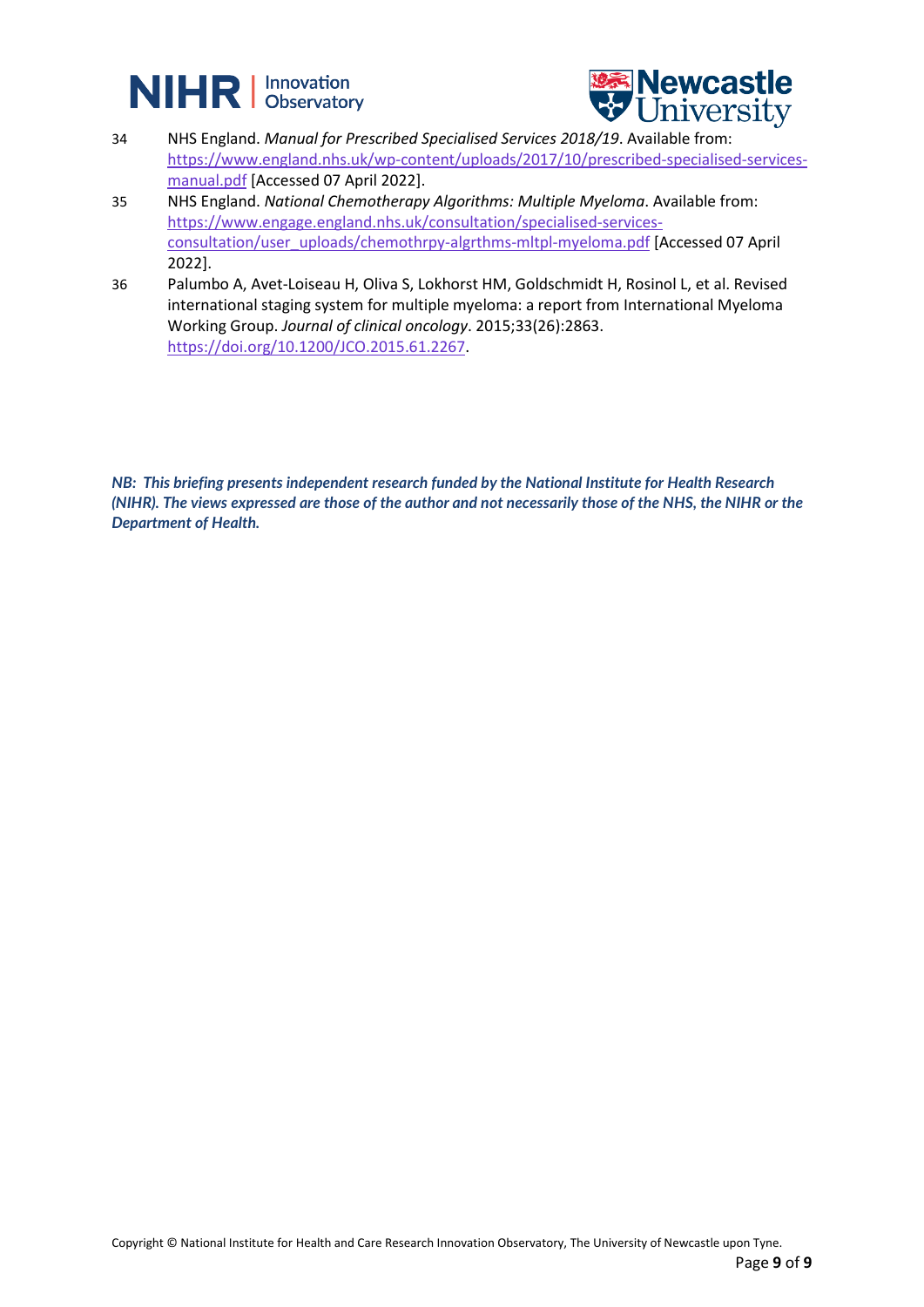34 NHS England. *Manual for Prescribed Specialised Services 2018/19*. Available from: https://www.england.nhs.uk/wp-content/uploads/2017/10/prescribed-specialised-services-manual.pdf [Accessed 07 April 2022].

35 NHS England. *National Chemotherapy Algorithms: Multiple Myeloma*. Available from: https://www.engage.england.nhs.uk/consultation/specialised-services-consultation/user_uploads/chemothrpy-algrthms-mltpl-myeloma.pdf [Accessed 07 April 2022].

36 Palumbo A, Avet-Loiseau H, Oliva S, Lokhorst HM, Goldschmidt H, Rosinol L, et al. Revised international staging system for multiple myeloma: a report from International Myeloma Working Group. *Journal of clinical oncology*. 2015;33(26):2863. https://doi.org/10.1200/JCO.2015.61.2267.

***NB: This briefing presents independent research funded by the National Institute for Health Research (NIHR). The views expressed are those of the author and not necessarily those of the NHS, the NIHR or the Department of Health.***

Copyright © National Institute for Health and Care Research Innovation Observatory, The University of Newcastle upon Tyne.